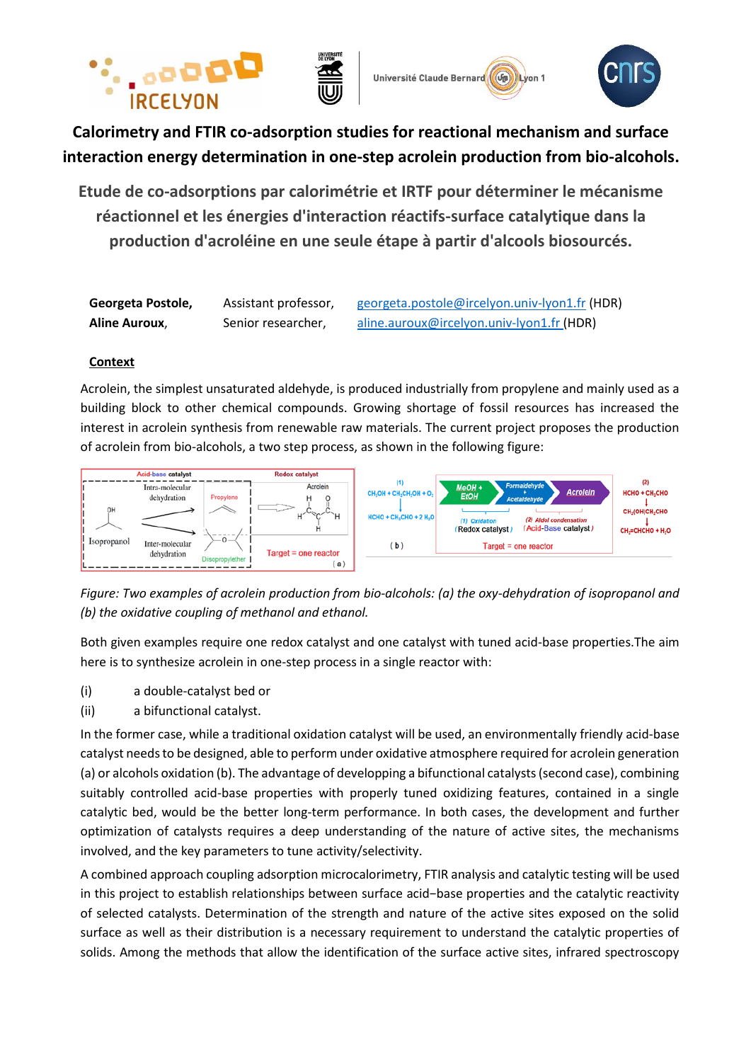# Calorimetry and FTIR co-adsorption studies for reactional mechanism and surface interaction energy determination in one-step acrolein production from bio-alcohols.

## Etude de co-adsorptions par calorimétrie et IRTF pour déterminer le mécanisme réactionnel et les énergies d'interaction réactifs-surface catalytique dans la production d'acroléine en une seule étape à partir d'alcools biosourcés.

| | | |
|---|---|---|
| **Georgeta Postole,** | Assistant professor, | georgeta.postole@ircelyon.univ-lyon1.fr (HDR) |
| **Aline Auroux**, | Senior researcher, | aline.auroux@ircelyon.univ-lyon1.fr (HDR) |

### Context

Acrolein, the simplest unsaturated aldehyde, is produced industrially from propylene and mainly used as a building block to other chemical compounds. Growing shortage of fossil resources has increased the interest in acrolein synthesis from renewable raw materials. The current project proposes the production of acrolein from bio-alcohols, a two step process, as shown in the following figure:

*Figure: Two examples of acrolein production from bio-alcohols: (a) the oxy-dehydration of isopropanol and (b) the oxidative coupling of methanol and ethanol.*

Both given examples require one redox catalyst and one catalyst with tuned acid-base properties.The aim here is to synthesize acrolein in one-step process in a single reactor with:

(i) a double-catalyst bed or
(ii) a bifunctional catalyst.

In the former case, while a traditional oxidation catalyst will be used, an environmentally friendly acid-base catalyst needs to be designed, able to perform under oxidative atmosphere required for acrolein generation (a) or alcohols oxidation (b). The advantage of developping a bifunctional catalysts (second case), combining suitably controlled acid-base properties with properly tuned oxidizing features, contained in a single catalytic bed, would be the better long-term performance. In both cases, the development and further optimization of catalysts requires a deep understanding of the nature of active sites, the mechanisms involved, and the key parameters to tune activity/selectivity.

A combined approach coupling adsorption microcalorimetry, FTIR analysis and catalytic testing will be used in this project to establish relationships between surface acid−base properties and the catalytic reactivity of selected catalysts. Determination of the strength and nature of the active sites exposed on the solid surface as well as their distribution is a necessary requirement to understand the catalytic properties of solids. Among the methods that allow the identification of the surface active sites, infrared spectroscopy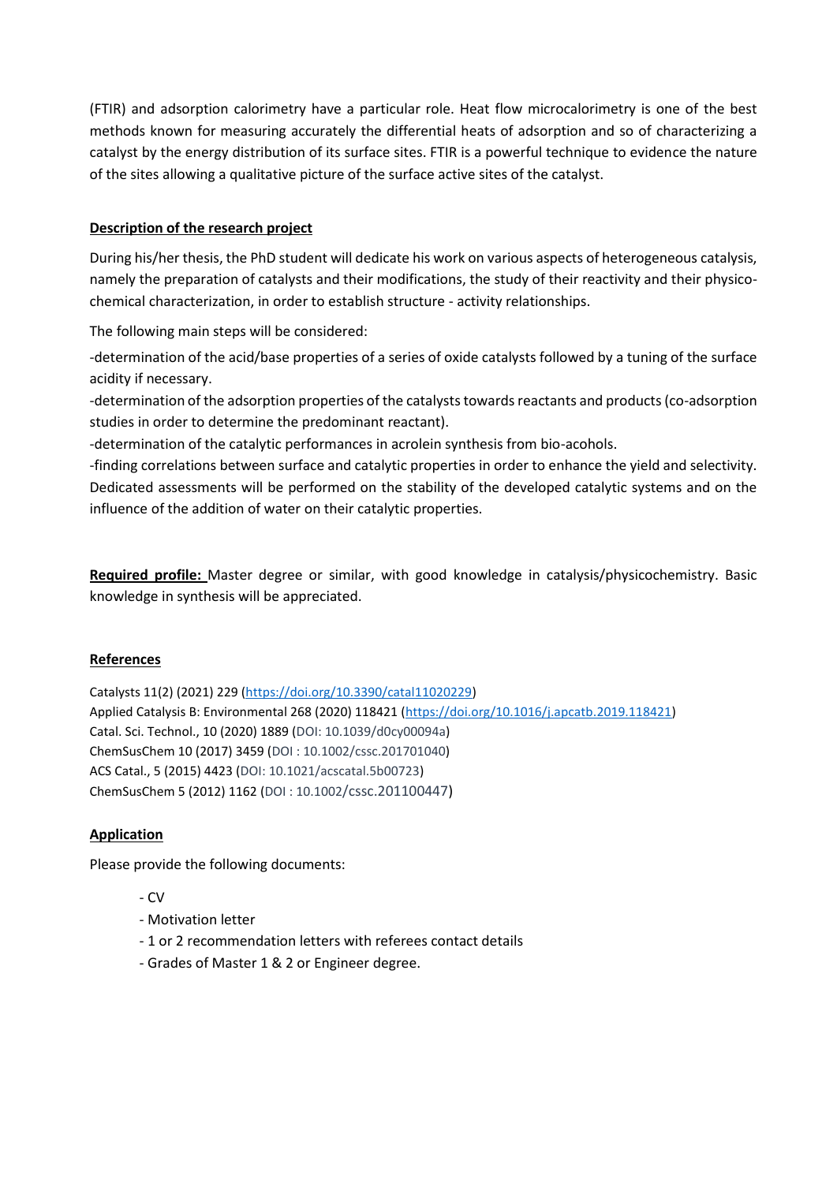(FTIR) and adsorption calorimetry have a particular role. Heat flow microcalorimetry is one of the best methods known for measuring accurately the differential heats of adsorption and so of characterizing a catalyst by the energy distribution of its surface sites. FTIR is a powerful technique to evidence the nature of the sites allowing a qualitative picture of the surface active sites of the catalyst.

**Description of the research project**

During his/her thesis, the PhD student will dedicate his work on various aspects of heterogeneous catalysis, namely the preparation of catalysts and their modifications, the study of their reactivity and their physico-chemical characterization, in order to establish structure - activity relationships.

The following main steps will be considered:

-determination of the acid/base properties of a series of oxide catalysts followed by a tuning of the surface acidity if necessary.

-determination of the adsorption properties of the catalysts towards reactants and products (co-adsorption studies in order to determine the predominant reactant).

-determination of the catalytic performances in acrolein synthesis from bio-acohols.

-finding correlations between surface and catalytic properties in order to enhance the yield and selectivity. Dedicated assessments will be performed on the stability of the developed catalytic systems and on the influence of the addition of water on their catalytic properties.

**Required profile:** Master degree or similar, with good knowledge in catalysis/physicochemistry. Basic knowledge in synthesis will be appreciated.

**References**

Catalysts 11(2) (2021) 229 (https://doi.org/10.3390/catal11020229)
Applied Catalysis B: Environmental 268 (2020) 118421 (https://doi.org/10.1016/j.apcatb.2019.118421)
Catal. Sci. Technol., 10 (2020) 1889 (DOI: 10.1039/d0cy00094a)
ChemSusChem 10 (2017) 3459 (DOI : 10.1002/cssc.201701040)
ACS Catal., 5 (2015) 4423 (DOI: 10.1021/acscatal.5b00723)
ChemSusChem 5 (2012) 1162 (DOI : 10.1002/cssc.201100447)

**Application**

Please provide the following documents:

- CV
- Motivation letter
- 1 or 2 recommendation letters with referees contact details
- Grades of Master 1 & 2 or Engineer degree.